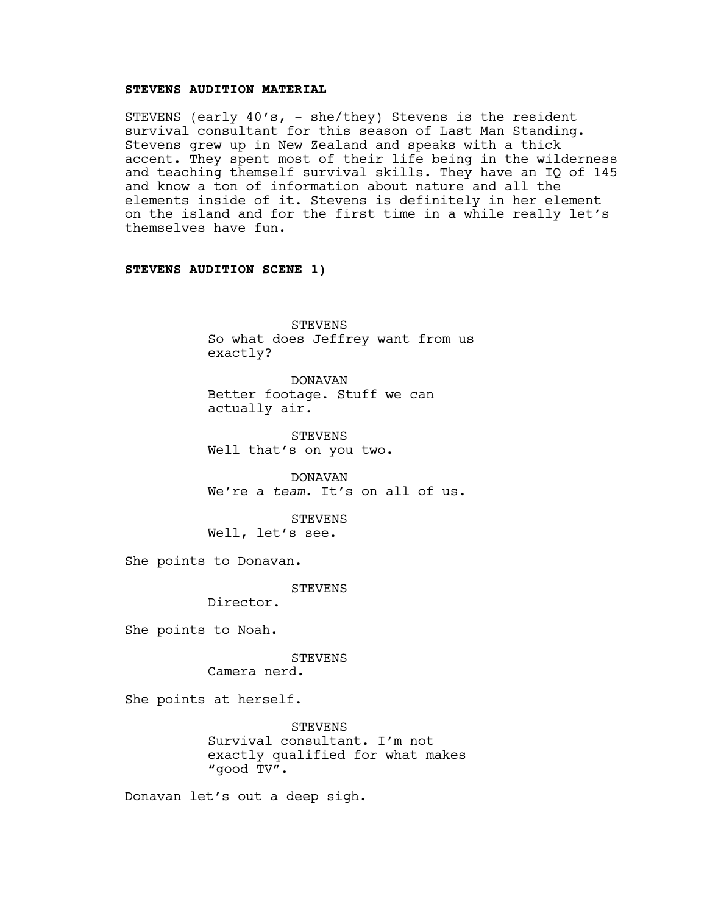**STEVENS AUDITION MATERIAL**

STEVENS (early 40's, - she/they) Stevens is the resident survival consultant for this season of Last Man Standing. Stevens grew up in New Zealand and speaks with a thick accent. They spent most of their life being in the wilderness and teaching themself survival skills. They have an IQ of 145 and know a ton of information about nature and all the elements inside of it. Stevens is definitely in her element on the island and for the first time in a while really let's themselves have fun.

**STEVENS AUDITION SCENE 1)**

STEVENS
So what does Jeffrey want from us exactly?

DONAVAN
Better footage. Stuff we can actually air.

STEVENS
Well that's on you two.

DONAVAN
We're a *team*. It's on all of us.

STEVENS
Well, let's see.

She points to Donavan.

STEVENS
Director.

She points to Noah.

STEVENS
Camera nerd.

She points at herself.

STEVENS
Survival consultant. I'm not exactly qualified for what makes "good TV".

Donavan let's out a deep sigh.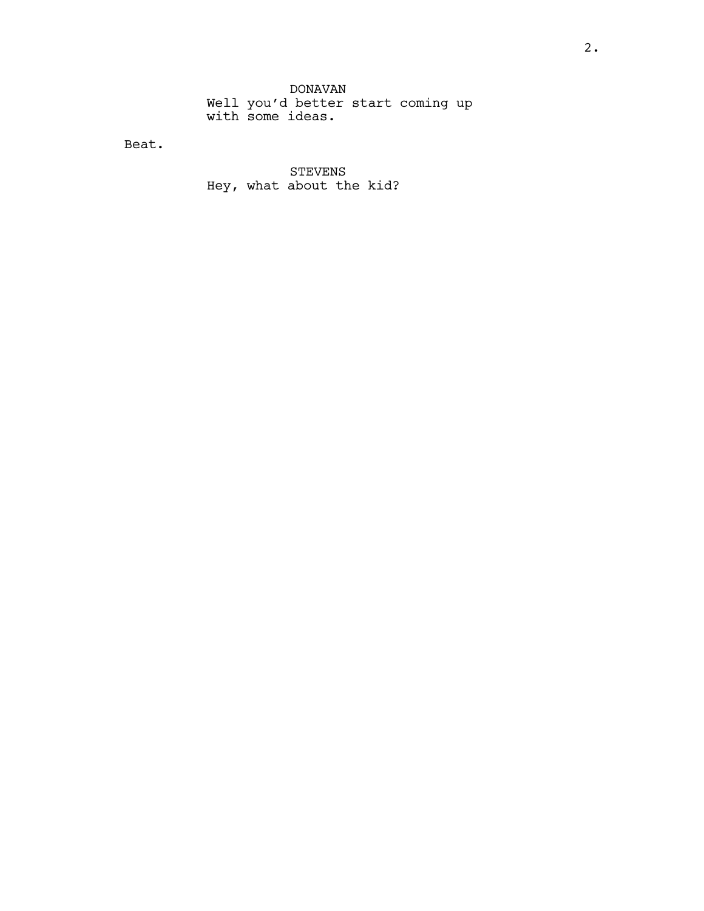DONAVAN

Well you'd better start coming up with some ideas.

Beat.

STEVENS

Hey, what about the kid?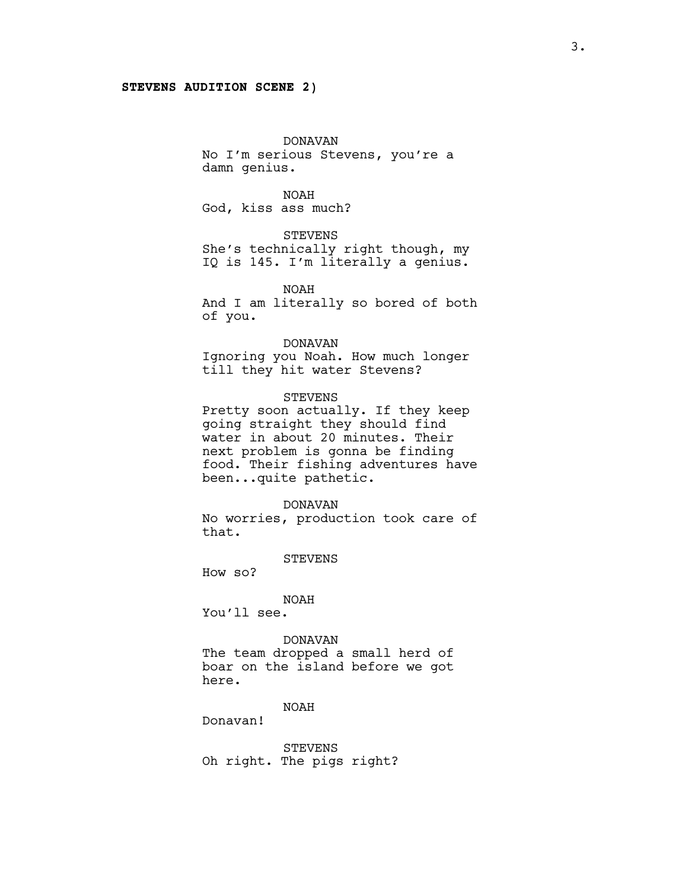**STEVENS AUDITION SCENE 2)**

DONAVAN
No I'm serious Stevens, you're a damn genius.

NOAH
God, kiss ass much?

STEVENS
She's technically right though, my IQ is 145. I'm literally a genius.

NOAH
And I am literally so bored of both of you.

DONAVAN
Ignoring you Noah. How much longer till they hit water Stevens?

STEVENS
Pretty soon actually. If they keep going straight they should find water in about 20 minutes. Their next problem is gonna be finding food. Their fishing adventures have been...quite pathetic.

DONAVAN
No worries, production took care of that.

STEVENS
How so?

NOAH
You'll see.

DONAVAN
The team dropped a small herd of boar on the island before we got here.

NOAH
Donavan!

STEVENS
Oh right. The pigs right?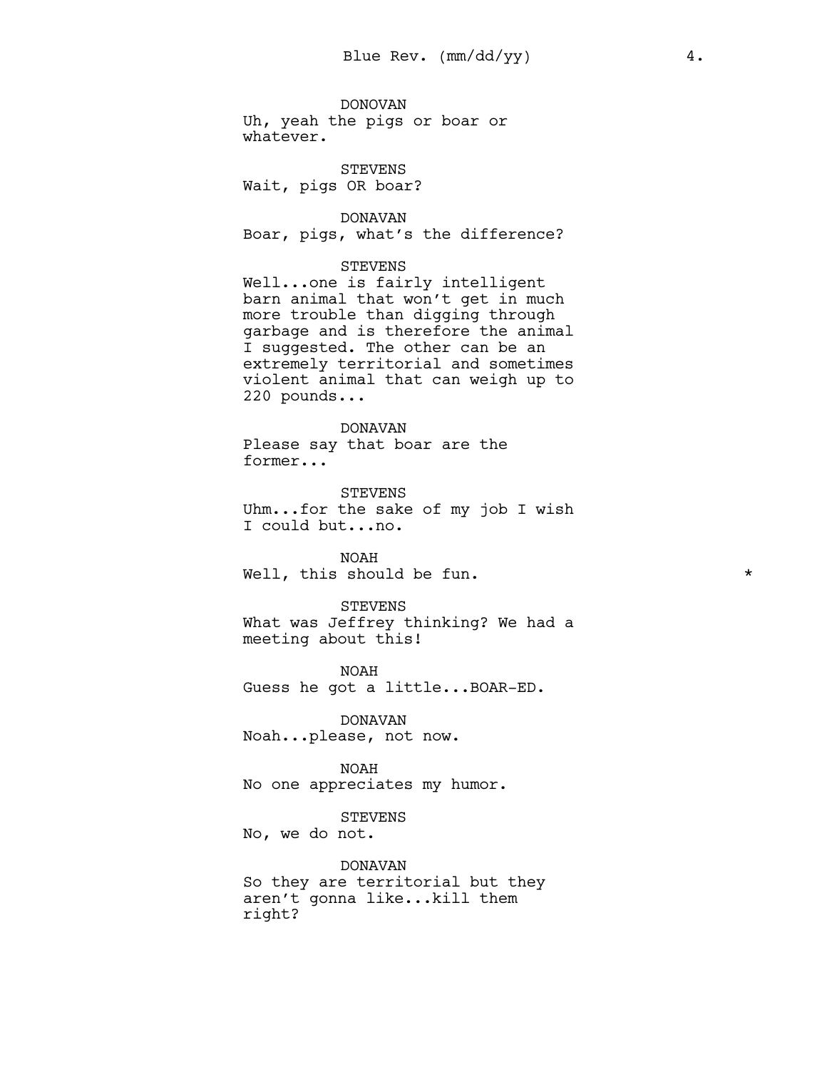DONOVAN
Uh, yeah the pigs or boar or whatever.

STEVENS
Wait, pigs OR boar?

DONAVAN
Boar, pigs, what's the difference?

STEVENS
Well...one is fairly intelligent barn animal that won't get in much more trouble than digging through garbage and is therefore the animal I suggested. The other can be an extremely territorial and sometimes violent animal that can weigh up to 220 pounds...

DONAVAN
Please say that boar are the former...

STEVENS
Uhm...for the sake of my job I wish I could but...no.

NOAH
Well, this should be fun. *

STEVENS
What was Jeffrey thinking? We had a meeting about this!

NOAH
Guess he got a little...BOAR-ED.

DONAVAN
Noah...please, not now.

NOAH
No one appreciates my humor.

STEVENS
No, we do not.

DONAVAN
So they are territorial but they aren't gonna like...kill them right?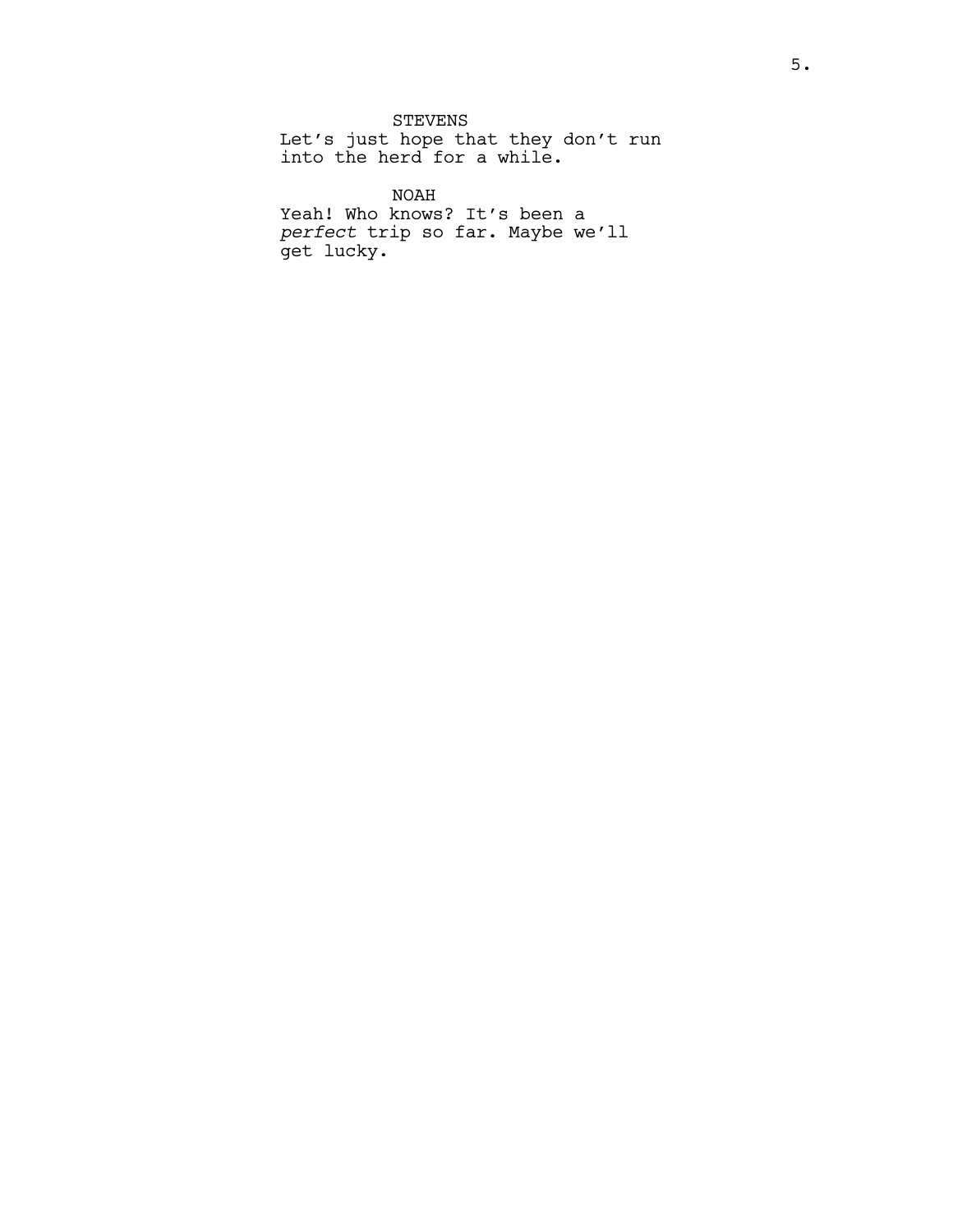STEVENS

Let's just hope that they don't run into the herd for a while.

NOAH

Yeah! Who knows? It's been a *perfect* trip so far. Maybe we'll get lucky.